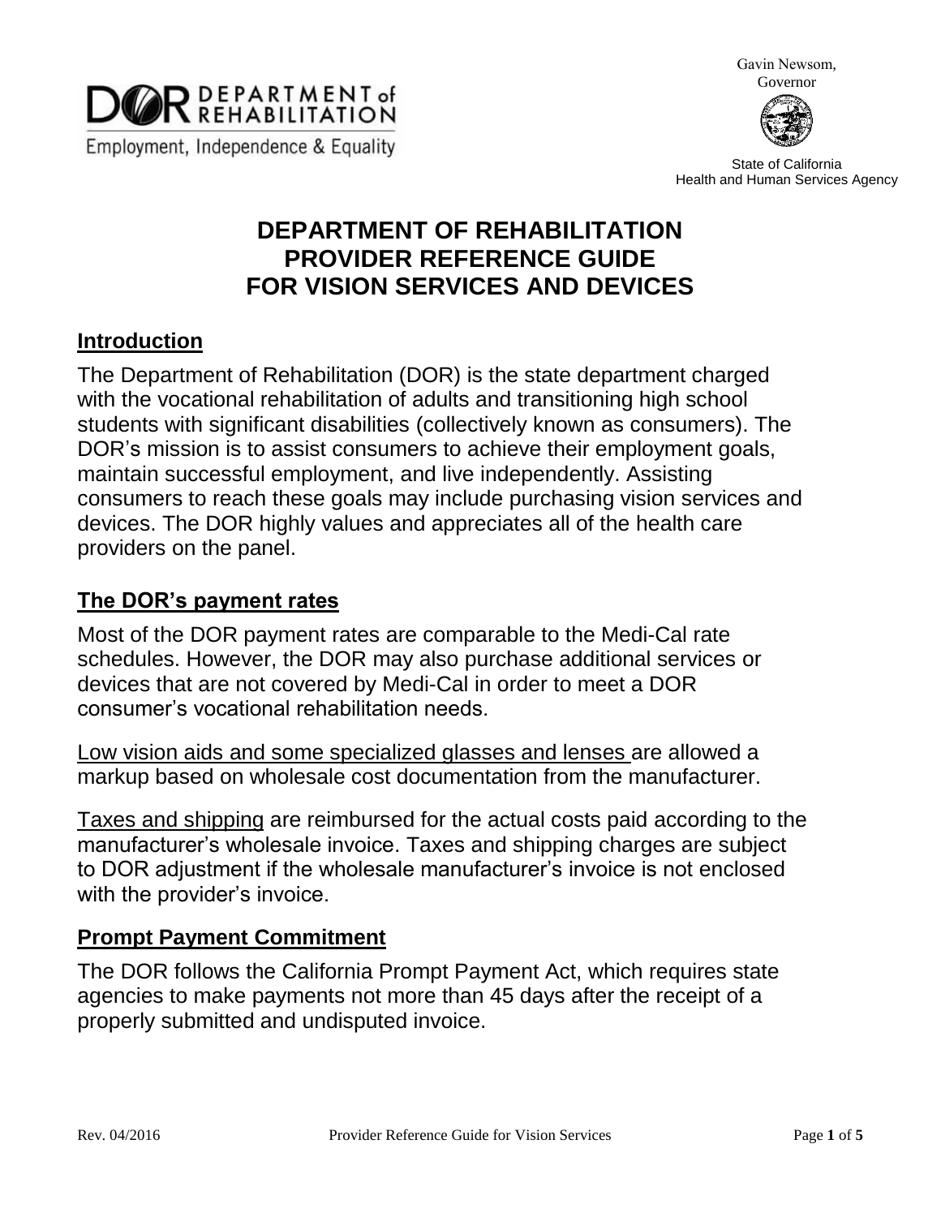DEPARTMENT of REHABILITATION

Employment, Independence & Equality

Gavin Newsom, Governor

State of California
Health and Human Services Agency

# DEPARTMENT OF REHABILITATION PROVIDER REFERENCE GUIDE FOR VISION SERVICES AND DEVICES

## Introduction

The Department of Rehabilitation (DOR) is the state department charged with the vocational rehabilitation of adults and transitioning high school students with significant disabilities (collectively known as consumers). The DOR's mission is to assist consumers to achieve their employment goals, maintain successful employment, and live independently. Assisting consumers to reach these goals may include purchasing vision services and devices. The DOR highly values and appreciates all of the health care providers on the panel.

## The DOR's payment rates

Most of the DOR payment rates are comparable to the Medi-Cal rate schedules. However, the DOR may also purchase additional services or devices that are not covered by Medi-Cal in order to meet a DOR consumer's vocational rehabilitation needs.

<u>Low vision aids and some specialized glasses and lenses</u> are allowed a markup based on wholesale cost documentation from the manufacturer.

<u>Taxes and shipping</u> are reimbursed for the actual costs paid according to the manufacturer's wholesale invoice. Taxes and shipping charges are subject to DOR adjustment if the wholesale manufacturer's invoice is not enclosed with the provider's invoice.

## Prompt Payment Commitment

The DOR follows the California Prompt Payment Act, which requires state agencies to make payments not more than 45 days after the receipt of a properly submitted and undisputed invoice.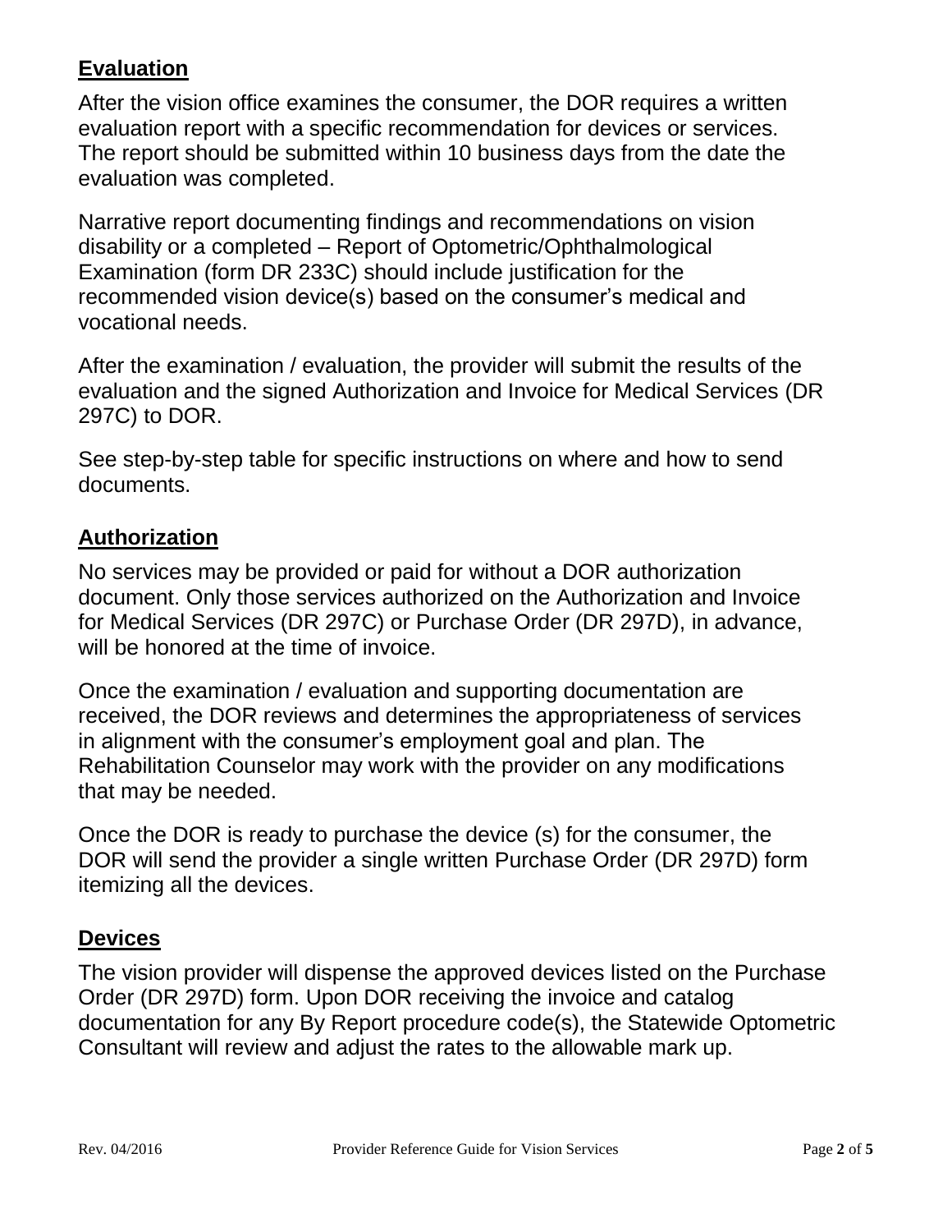## Evaluation

After the vision office examines the consumer, the DOR requires a written evaluation report with a specific recommendation for devices or services. The report should be submitted within 10 business days from the date the evaluation was completed.

Narrative report documenting findings and recommendations on vision disability or a completed – Report of Optometric/Ophthalmological Examination (form DR 233C) should include justification for the recommended vision device(s) based on the consumer's medical and vocational needs.

After the examination / evaluation, the provider will submit the results of the evaluation and the signed Authorization and Invoice for Medical Services (DR 297C) to DOR.

See step-by-step table for specific instructions on where and how to send documents.

## Authorization

No services may be provided or paid for without a DOR authorization document. Only those services authorized on the Authorization and Invoice for Medical Services (DR 297C) or Purchase Order (DR 297D), in advance, will be honored at the time of invoice.

Once the examination / evaluation and supporting documentation are received, the DOR reviews and determines the appropriateness of services in alignment with the consumer's employment goal and plan. The Rehabilitation Counselor may work with the provider on any modifications that may be needed.

Once the DOR is ready to purchase the device (s) for the consumer, the DOR will send the provider a single written Purchase Order (DR 297D) form itemizing all the devices.

## Devices

The vision provider will dispense the approved devices listed on the Purchase Order (DR 297D) form. Upon DOR receiving the invoice and catalog documentation for any By Report procedure code(s), the Statewide Optometric Consultant will review and adjust the rates to the allowable mark up.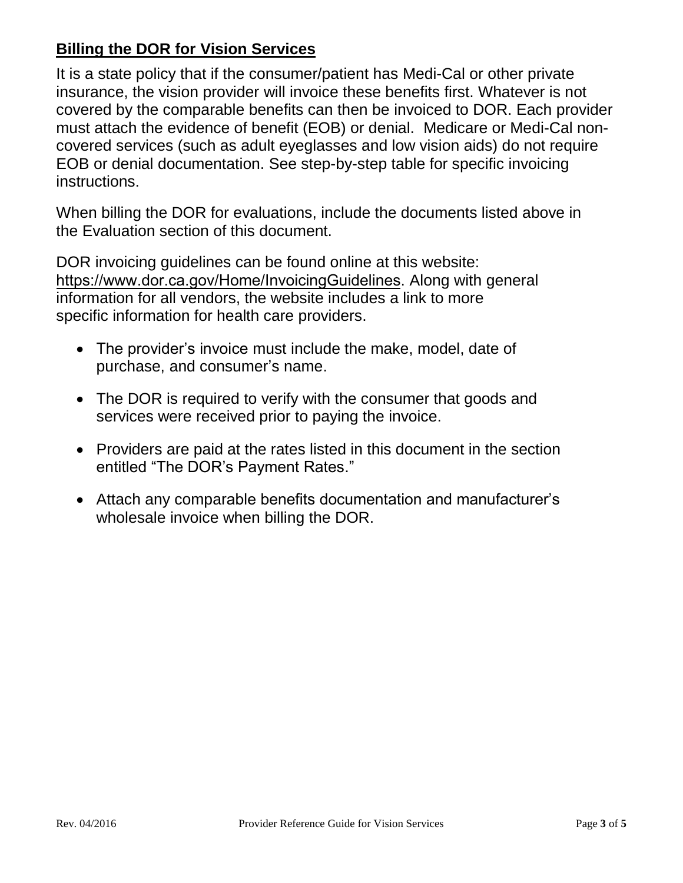## **Billing the DOR for Vision Services**

It is a state policy that if the consumer/patient has Medi-Cal or other private insurance, the vision provider will invoice these benefits first. Whatever is not covered by the comparable benefits can then be invoiced to DOR. Each provider must attach the evidence of benefit (EOB) or denial. Medicare or Medi-Cal non-covered services (such as adult eyeglasses and low vision aids) do not require EOB or denial documentation. See step-by-step table for specific invoicing instructions.

When billing the DOR for evaluations, include the documents listed above in the Evaluation section of this document.

DOR invoicing guidelines can be found online at this website: https://www.dor.ca.gov/Home/InvoicingGuidelines. Along with general information for all vendors, the website includes a link to more specific information for health care providers.

- The provider's invoice must include the make, model, date of purchase, and consumer's name.
- The DOR is required to verify with the consumer that goods and services were received prior to paying the invoice.
- Providers are paid at the rates listed in this document in the section entitled "The DOR's Payment Rates."
- Attach any comparable benefits documentation and manufacturer's wholesale invoice when billing the DOR.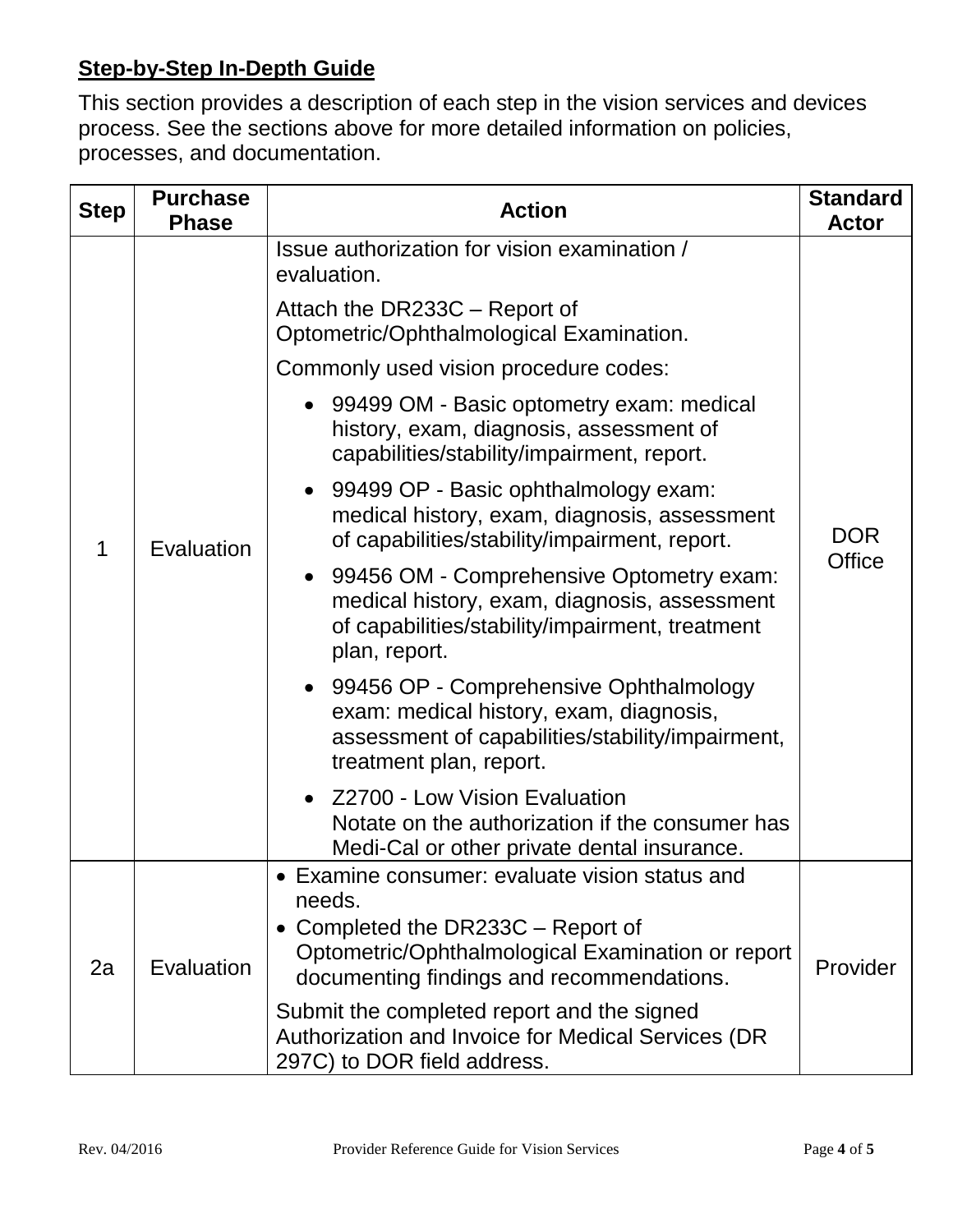## Step-by-Step In-Depth Guide

This section provides a description of each step in the vision services and devices process. See the sections above for more detailed information on policies, processes, and documentation.

| Step | Purchase Phase | Action | Standard Actor |
|---|---|---|---|
| 1 | Evaluation | Issue authorization for vision examination / evaluation.<br><br>Attach the DR233C – Report of Optometric/Ophthalmological Examination.<br><br>Commonly used vision procedure codes:<br><br>• 99499 OM - Basic optometry exam: medical history, exam, diagnosis, assessment of capabilities/stability/impairment, report.<br>• 99499 OP - Basic ophthalmology exam: medical history, exam, diagnosis, assessment of capabilities/stability/impairment, report.<br>• 99456 OM - Comprehensive Optometry exam: medical history, exam, diagnosis, assessment of capabilities/stability/impairment, treatment plan, report.<br>• 99456 OP - Comprehensive Ophthalmology exam: medical history, exam, diagnosis, assessment of capabilities/stability/impairment, treatment plan, report.<br>• Z2700 - Low Vision Evaluation<br>Notate on the authorization if the consumer has Medi-Cal or other private dental insurance. | DOR Office |
| 2a | Evaluation | • Examine consumer: evaluate vision status and needs.<br>• Completed the DR233C – Report of Optometric/Ophthalmological Examination or report documenting findings and recommendations.<br><br>Submit the completed report and the signed Authorization and Invoice for Medical Services (DR 297C) to DOR field address. | Provider |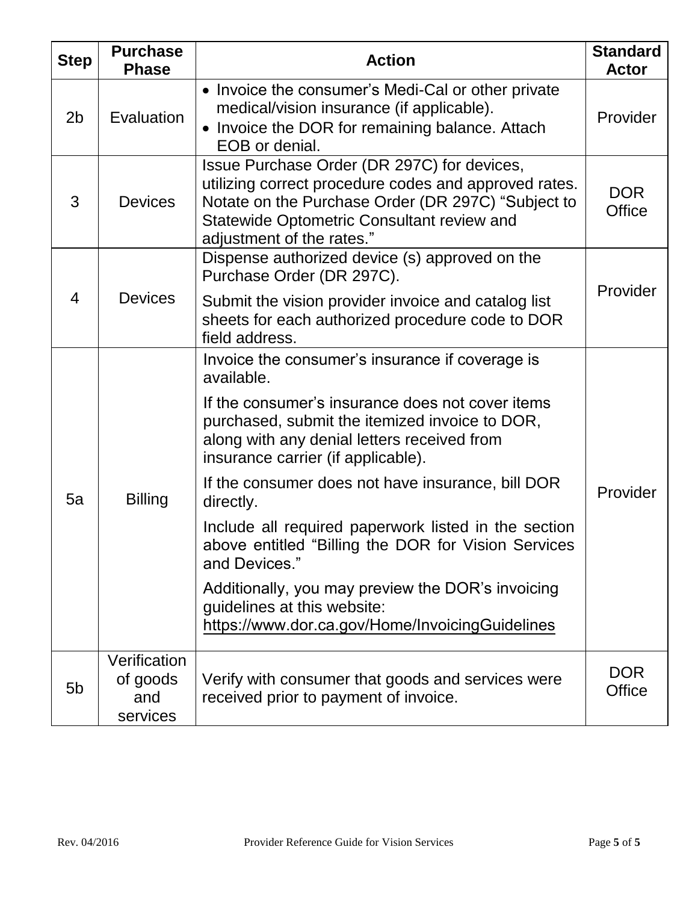| Step | Purchase Phase | Action | Standard Actor |
| --- | --- | --- | --- |
| 2b | Evaluation | • Invoice the consumer's Medi-Cal or other private medical/vision insurance (if applicable).<br>• Invoice the DOR for remaining balance. Attach EOB or denial. | Provider |
| 3 | Devices | Issue Purchase Order (DR 297C) for devices, utilizing correct procedure codes and approved rates. Notate on the Purchase Order (DR 297C) "Subject to Statewide Optometric Consultant review and adjustment of the rates." | DOR Office |
| 4 | Devices | Dispense authorized device (s) approved on the Purchase Order (DR 297C).<br><br>Submit the vision provider invoice and catalog list sheets for each authorized procedure code to DOR field address. | Provider |
| 5a | Billing | Invoice the consumer's insurance if coverage is available.<br><br>If the consumer's insurance does not cover items purchased, submit the itemized invoice to DOR, along with any denial letters received from insurance carrier (if applicable).<br><br>If the consumer does not have insurance, bill DOR directly.<br><br>Include all required paperwork listed in the section above entitled "Billing the DOR for Vision Services and Devices."<br><br>Additionally, you may preview the DOR's invoicing guidelines at this website: https://www.dor.ca.gov/Home/InvoicingGuidelines | Provider |
| 5b | Verification of goods and services | Verify with consumer that goods and services were received prior to payment of invoice. | DOR Office |